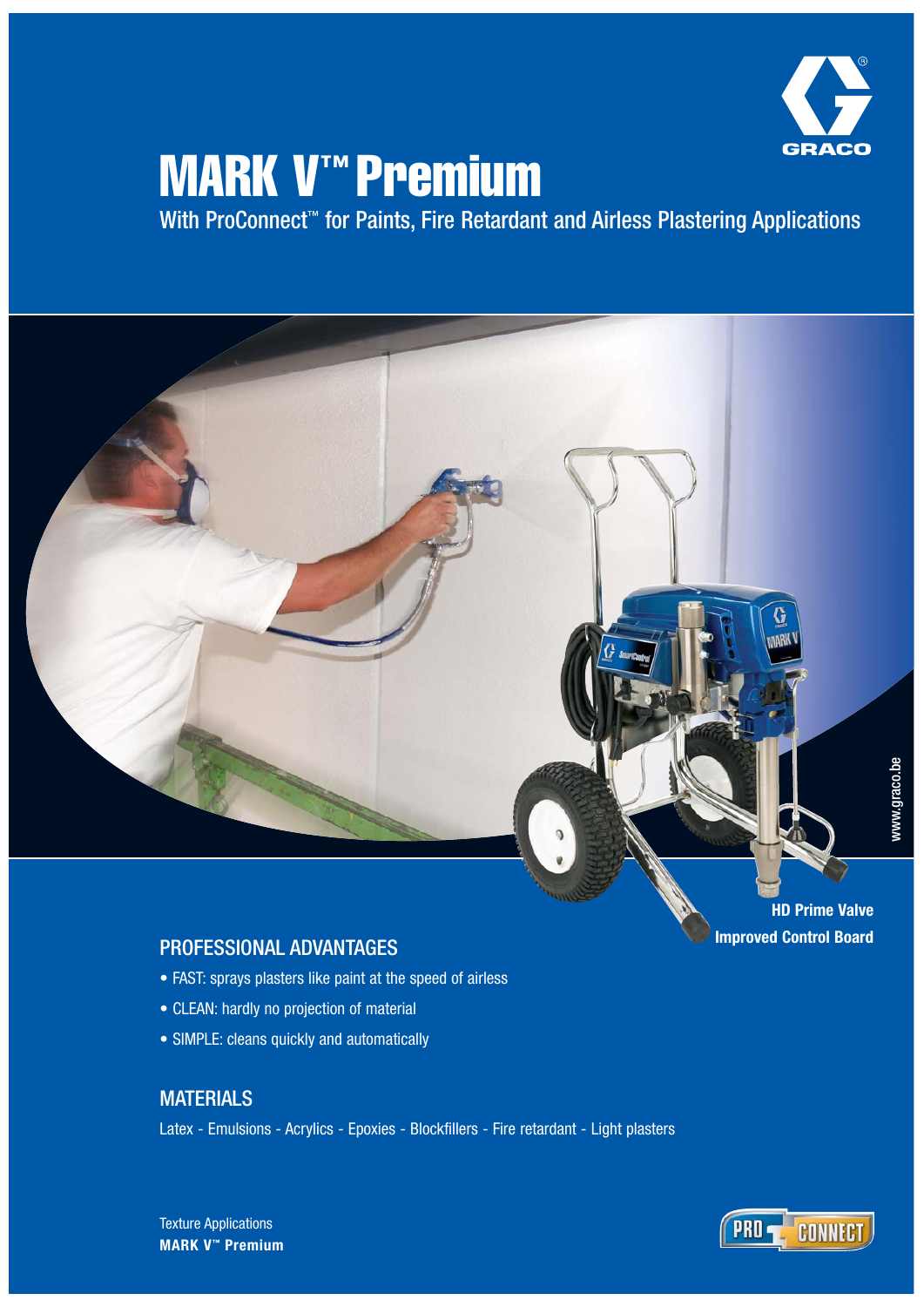# MARK V™ Premium

With ProConnect™ for Paints, Fire Retardant and Airless Plastering Applications

**HD Prime Valve**
**Improved Control Board**

## PROFESSIONAL ADVANTAGES

- FAST: sprays plasters like paint at the speed of airless
- CLEAN: hardly no projection of material
- SIMPLE: cleans quickly and automatically

## MATERIALS

Latex - Emulsions - Acrylics - Epoxies - Blockfillers - Fire retardant - Light plasters

Texture Applications
**MARK V™ Premium**

www.graco.be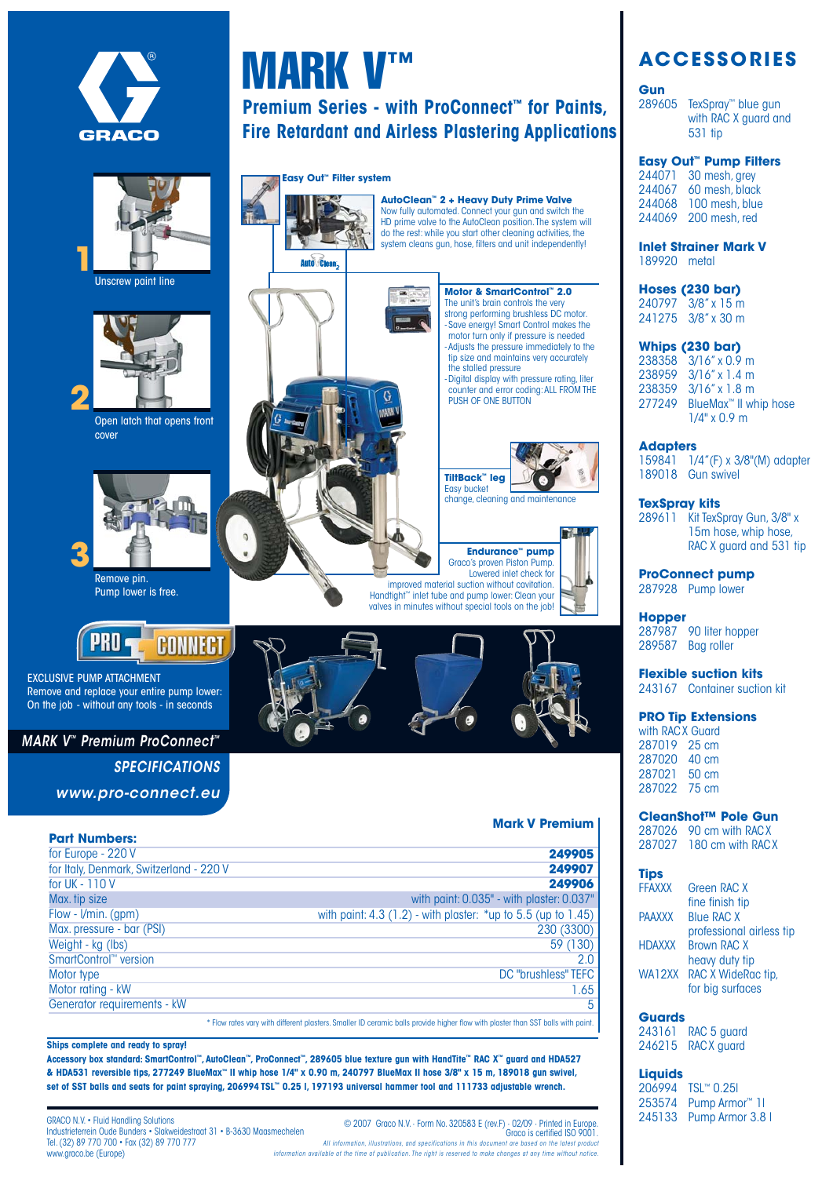# MARK V™

## Premium Series - with ProConnect™ for Paints, Fire Retardant and Airless Plastering Applications

**1** Unscrew paint line

**2** Open latch that opens front cover

**3** Remove pin. Pump lower is free.

PRO CONNECT

EXCLUSIVE PUMP ATTACHMENT
Remove and replace your entire pump lower: On the job - without any tools - in seconds

**Easy Out™ Filter system**

**AutoClean™ 2 + Heavy Duty Prime Valve**
Now fully automated. Connect your gun and switch the HD prime valve to the AutoClean position. The system will do the rest: while you start other cleaning activities, the system cleans gun, hose, filters and unit independently!

**Motor & SmartControl™ 2.0**
The unit's brain controls the very strong performing brushless DC motor.
- Save energy! Smart Control makes the motor turn only if pressure is needed
- Adjusts the pressure immediately to the tip size and maintains very accurately the stalled pressure
- Digital display with pressure rating, liter counter and error coding: ALL FROM THE PUSH OF ONE BUTTON

**TiltBack™ leg**
Easy bucket change, cleaning and maintenance

**Endurance™ pump**
Graco's proven Piston Pump. Lowered inlet check for improved material suction without cavitation. Handtight™ inlet tube and pump lower: Clean your valves in minutes without special tools on the job!

*MARK V™ Premium ProConnect™*

*SPECIFICATIONS*

*www.pro-connect.eu*

| Part Numbers: | Mark V Premium |
|---|---|
| for Europe - 220 V | **249905** |
| for Italy, Denmark, Switzerland - 220 V | **249907** |
| for UK - 110 V | **249906** |
| Max. tip size | with paint: 0.035" - with plaster: 0.037" |
| Flow - l/min. (gpm) | with paint: 4.3 (1.2) - with plaster: *up to 5.5 (up to 1.45) |
| Max. pressure - bar (PSI) | 230 (3300) |
| Weight - kg (lbs) | 59 (130) |
| SmartControl™ version | 2.0 |
| Motor type | DC "brushless" TEFC |
| Motor rating - kW | 1.65 |
| Generator requirements - kW | 5 |

* Flow rates vary with different plasters. Smaller ID ceramic balls provide higher flow with plaster than SST balls with paint.

**Ships complete and ready to spray!**

**Accessory box standard: SmartControl™, AutoClean™, ProConnect™, 289605 blue texture gun with HandTite™ RAC X™ guard and HDA527 & HDA531 reversible tips, 277249 BlueMax™ II whip hose 1/4" x 0.90 m, 240797 BlueMax II hose 3/8" x 15 m, 189018 gun swivel, set of SST balls and seats for paint spraying, 206994 TSL™ 0.25 l, 197193 universal hammer tool and 111733 adjustable wrench.**

GRACO N.V. • Fluid Handling Solutions
Industrieterrein Oude Bunders • Slakweidestraat 31 • B-3630 Maasmechelen
Tel. (32) 89 770 700 • Fax (32) 89 770 777
www.graco.be (Europe)

© 2007 Graco N.V. · Form No. 320583 E (rev.F) · 02/09 · Printed in Europe.
Graco is certified ISO 9001.
*All information, illustrations, and specifications in this document are based on the latest product information available at the time of publication. The right is reserved to make changes at any time without notice.*

# ACCESSORIES

**Gun**
289605 TexSpray™ blue gun with RAC X guard and 531 tip

**Easy Out™ Pump Filters**
244071 30 mesh, grey
244067 60 mesh, black
244068 100 mesh, blue
244069 200 mesh, red

**Inlet Strainer Mark V**
189920 metal

**Hoses (230 bar)**
240797 3/8" x 15 m
241275 3/8" x 30 m

**Whips (230 bar)**
238358 3/16" x 0.9 m
238959 3/16" x 1.4 m
238359 3/16" x 1.8 m
277249 BlueMax™ II whip hose 1/4" x 0.9 m

**Adapters**
159841 1/4" (F) x 3/8"(M) adapter
189018 Gun swivel

**TexSpray kits**
289611 Kit TexSpray Gun, 3/8" x 15m hose, whip hose, RAC X guard and 531 tip

**ProConnect pump**
287928 Pump lower

**Hopper**
287987 90 liter hopper
289587 Bag roller

**Flexible suction kits**
243167 Container suction kit

**PRO Tip Extensions**
with RAC X Guard
287019 25 cm
287020 40 cm
287021 50 cm
287022 75 cm

**CleanShot™ Pole Gun**
287026 90 cm with RAC X
287027 180 cm with RAC X

**Tips**
FFAXXX Green RAC X fine finish tip
PAAXXX Blue RAC X professional airless tip
HDAXXX Brown RAC X heavy duty tip
WA12XX RAC X WideRac tip, for big surfaces

**Guards**
243161 RAC 5 guard
246215 RAC X guard

**Liquids**
206994 TSL™ 0.25l
253574 Pump Armor™ 1l
245133 Pump Armor 3.8 l